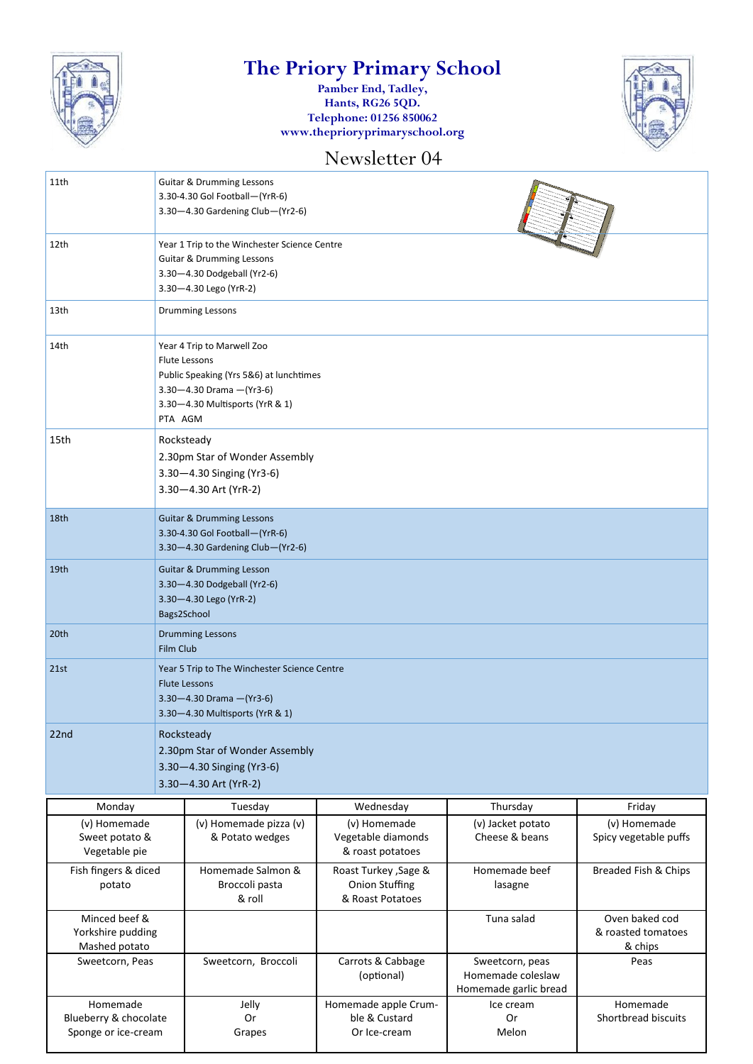# The Priory Primary School

**Pamber End, Tadley,**
**Hants, RG26 5QD.**
**Telephone: 01256 850062**
**www.theprioryprimaryschool.org**

## Newsletter 04

| | |
|---|---|
| 11th | Guitar & Drumming Lessons<br>3.30-4.30 Gol Football—(YrR-6)<br>3.30—4.30 Gardening Club—(Yr2-6) |
| 12th | Year 1 Trip to the Winchester Science Centre<br>Guitar & Drumming Lessons<br>3.30—4.30 Dodgeball (Yr2-6)<br>3.30—4.30 Lego (YrR-2) |
| 13th | Drumming Lessons |
| 14th | Year 4 Trip to Marwell Zoo<br>Flute Lessons<br>Public Speaking (Yrs 5&6) at lunchtimes<br>3.30—4.30 Drama —(Yr3-6)<br>3.30—4.30 Multisports (YrR & 1)<br>PTA AGM |
| 15th | Rocksteady<br>2.30pm Star of Wonder Assembly<br>3.30—4.30 Singing (Yr3-6)<br>3.30—4.30 Art (YrR-2) |
| 18th | Guitar & Drumming Lessons<br>3.30-4.30 Gol Football—(YrR-6)<br>3.30—4.30 Gardening Club—(Yr2-6) |
| 19th | Guitar & Drumming Lesson<br>3.30—4.30 Dodgeball (Yr2-6)<br>3.30—4.30 Lego (YrR-2)<br>Bags2School |
| 20th | Drumming Lessons<br>Film Club |
| 21st | Year 5 Trip to The Winchester Science Centre<br>Flute Lessons<br>3.30—4.30 Drama —(Yr3-6)<br>3.30—4.30 Multisports (YrR & 1) |
| 22nd | Rocksteady<br>2.30pm Star of Wonder Assembly<br>3.30—4.30 Singing (Yr3-6)<br>3.30—4.30 Art (YrR-2) |

| Monday | Tuesday | Wednesday | Thursday | Friday |
|---|---|---|---|---|
| (v) Homemade Sweet potato & Vegetable pie | (v) Homemade pizza (v) & Potato wedges | (v) Homemade Vegetable diamonds & roast potatoes | (v) Jacket potato Cheese & beans | (v) Homemade Spicy vegetable puffs |
| Fish fingers & diced potato | Homemade Salmon & Broccoli pasta & roll | Roast Turkey ,Sage & Onion Stuffing & Roast Potatoes | Homemade beef lasagne | Breaded Fish & Chips |
| Minced beef & Yorkshire pudding Mashed potato | | | Tuna salad | Oven baked cod & roasted tomatoes & chips |
| Sweetcorn, Peas | Sweetcorn, Broccoli | Carrots & Cabbage (optional) | Sweetcorn, peas Homemade coleslaw Homemade garlic bread | Peas |
| Homemade Blueberry & chocolate Sponge or ice-cream | Jelly Or Grapes | Homemade apple Crumble & Custard Or Ice-cream | Ice cream Or Melon | Homemade Shortbread biscuits |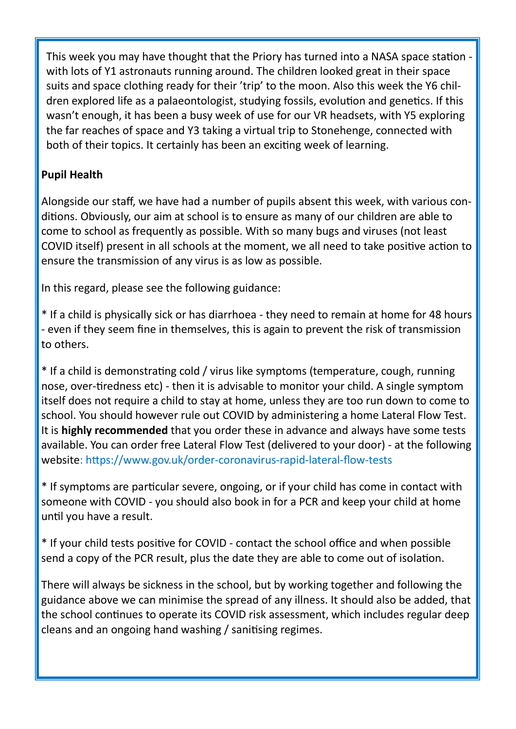This week you may have thought that the Priory has turned into a NASA space station - with lots of Y1 astronauts running around. The children looked great in their space suits and space clothing ready for their 'trip' to the moon. Also this week the Y6 children explored life as a palaeontologist, studying fossils, evolution and genetics. If this wasn't enough, it has been a busy week of use for our VR headsets, with Y5 exploring the far reaches of space and Y3 taking a virtual trip to Stonehenge, connected with both of their topics. It certainly has been an exciting week of learning.

**Pupil Health**

Alongside our staff, we have had a number of pupils absent this week, with various conditions. Obviously, our aim at school is to ensure as many of our children are able to come to school as frequently as possible. With so many bugs and viruses (not least COVID itself) present in all schools at the moment, we all need to take positive action to ensure the transmission of any virus is as low as possible.

In this regard, please see the following guidance:

* If a child is physically sick or has diarrhoea - they need to remain at home for 48 hours - even if they seem fine in themselves, this is again to prevent the risk of transmission to others.

* If a child is demonstrating cold / virus like symptoms (temperature, cough, running nose, over-tiredness etc) - then it is advisable to monitor your child. A single symptom itself does not require a child to stay at home, unless they are too run down to come to school. You should however rule out COVID by administering a home Lateral Flow Test. It is **highly recommended** that you order these in advance and always have some tests available. You can order free Lateral Flow Test (delivered to your door) - at the following website: https://www.gov.uk/order-coronavirus-rapid-lateral-flow-tests

* If symptoms are particular severe, ongoing, or if your child has come in contact with someone with COVID - you should also book in for a PCR and keep your child at home until you have a result.

* If your child tests positive for COVID - contact the school office and when possible send a copy of the PCR result, plus the date they are able to come out of isolation.

There will always be sickness in the school, but by working together and following the guidance above we can minimise the spread of any illness. It should also be added, that the school continues to operate its COVID risk assessment, which includes regular deep cleans and an ongoing hand washing / sanitising regimes.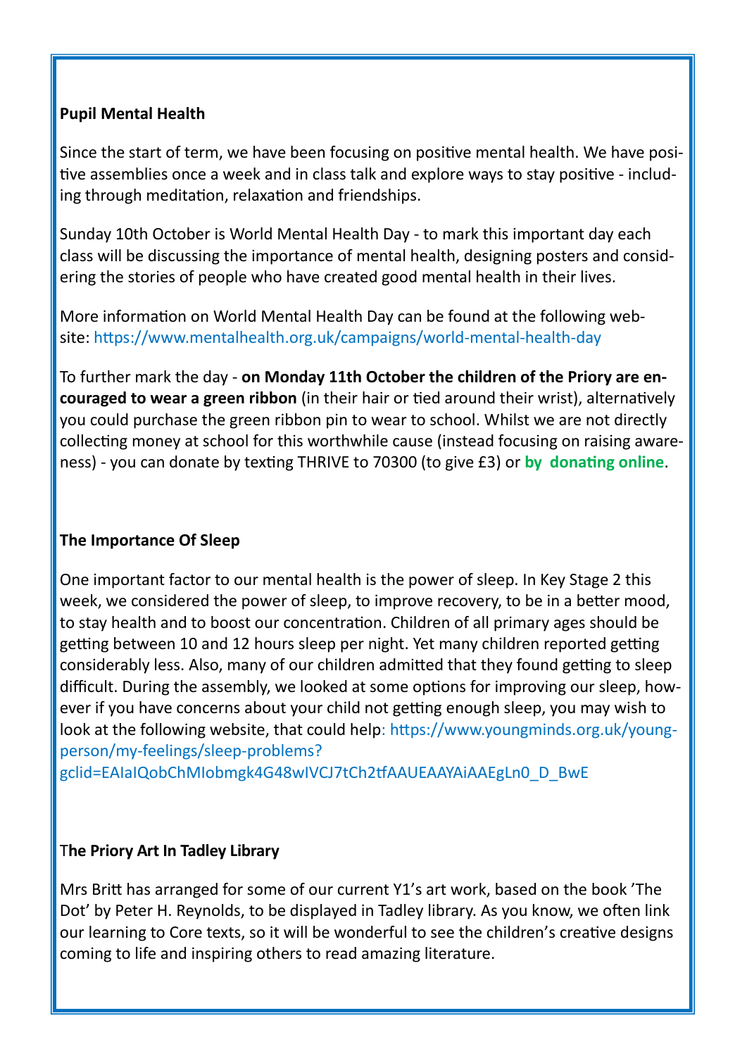**Pupil Mental Health**

Since the start of term, we have been focusing on positive mental health. We have positive assemblies once a week and in class talk and explore ways to stay positive - including through meditation, relaxation and friendships.

Sunday 10th October is World Mental Health Day - to mark this important day each class will be discussing the importance of mental health, designing posters and considering the stories of people who have created good mental health in their lives.

More information on World Mental Health Day can be found at the following website: https://www.mentalhealth.org.uk/campaigns/world-mental-health-day

To further mark the day - **on Monday 11th October the children of the Priory are encouraged to wear a green ribbon** (in their hair or tied around their wrist), alternatively you could purchase the green ribbon pin to wear to school. Whilst we are not directly collecting money at school for this worthwhile cause (instead focusing on raising awareness) - you can donate by texting THRIVE to 70300 (to give £3) or **by donating online**.

**The Importance Of Sleep**

One important factor to our mental health is the power of sleep. In Key Stage 2 this week, we considered the power of sleep, to improve recovery, to be in a better mood, to stay health and to boost our concentration. Children of all primary ages should be getting between 10 and 12 hours sleep per night. Yet many children reported getting considerably less. Also, many of our children admitted that they found getting to sleep difficult. During the assembly, we looked at some options for improving our sleep, however if you have concerns about your child not getting enough sleep, you may wish to look at the following website, that could help: https://www.youngminds.org.uk/young-person/my-feelings/sleep-problems?gclid=EAIaIQobChMIobmgk4G48wIVCJ7tCh2tfAAUEAAYAiAAEgLn0_D_BwE

**The Priory Art In Tadley Library**

Mrs Britt has arranged for some of our current Y1's art work, based on the book 'The Dot' by Peter H. Reynolds, to be displayed in Tadley library. As you know, we often link our learning to Core texts, so it will be wonderful to see the children's creative designs coming to life and inspiring others to read amazing literature.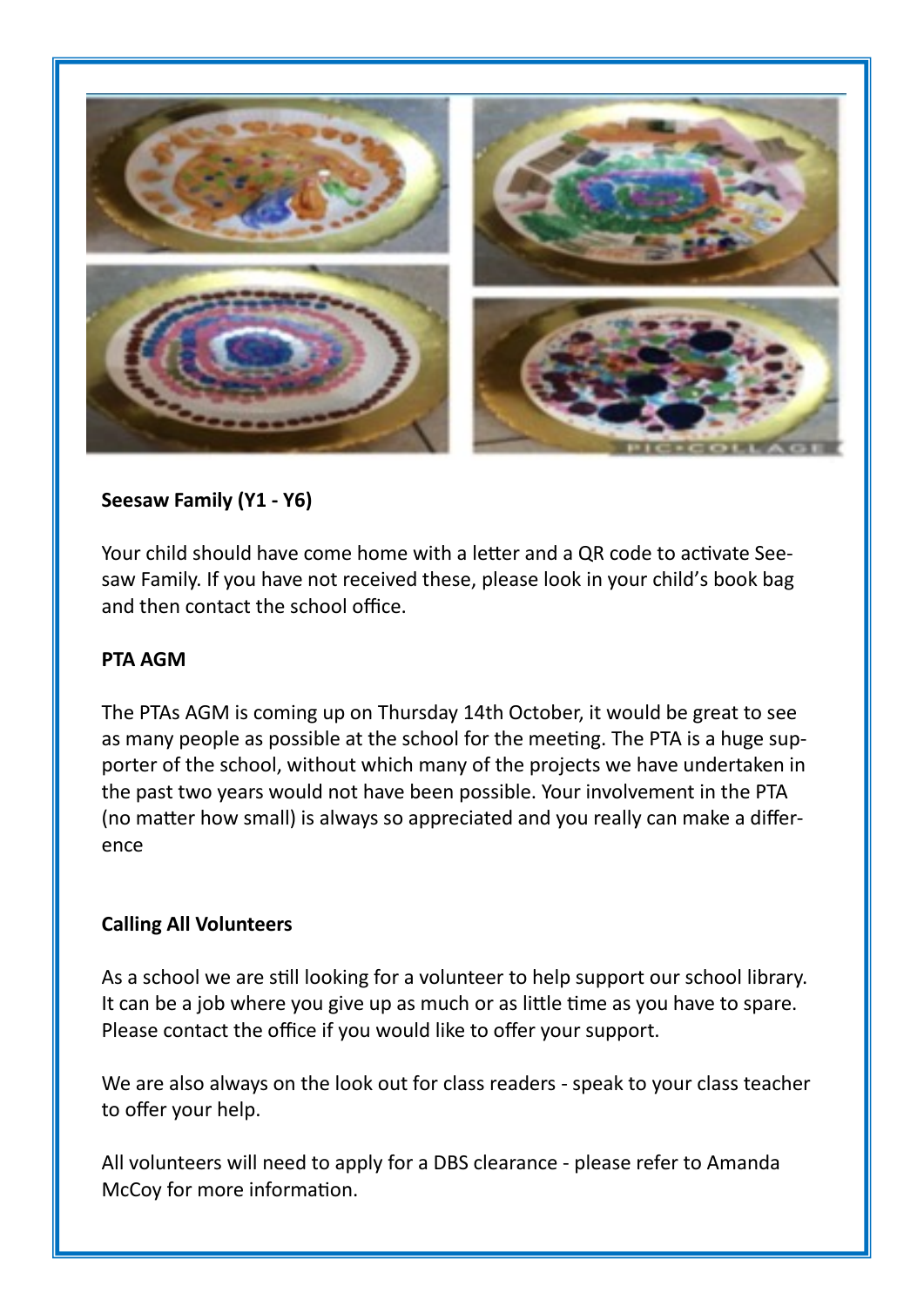**Seesaw Family (Y1 - Y6)**

Your child should have come home with a letter and a QR code to activate Seesaw Family. If you have not received these, please look in your child's book bag and then contact the school office.

**PTA AGM**

The PTAs AGM is coming up on Thursday 14th October, it would be great to see as many people as possible at the school for the meeting. The PTA is a huge supporter of the school, without which many of the projects we have undertaken in the past two years would not have been possible. Your involvement in the PTA (no matter how small) is always so appreciated and you really can make a difference

**Calling All Volunteers**

As a school we are still looking for a volunteer to help support our school library. It can be a job where you give up as much or as little time as you have to spare. Please contact the office if you would like to offer your support.

We are also always on the look out for class readers - speak to your class teacher to offer your help.

All volunteers will need to apply for a DBS clearance - please refer to Amanda McCoy for more information.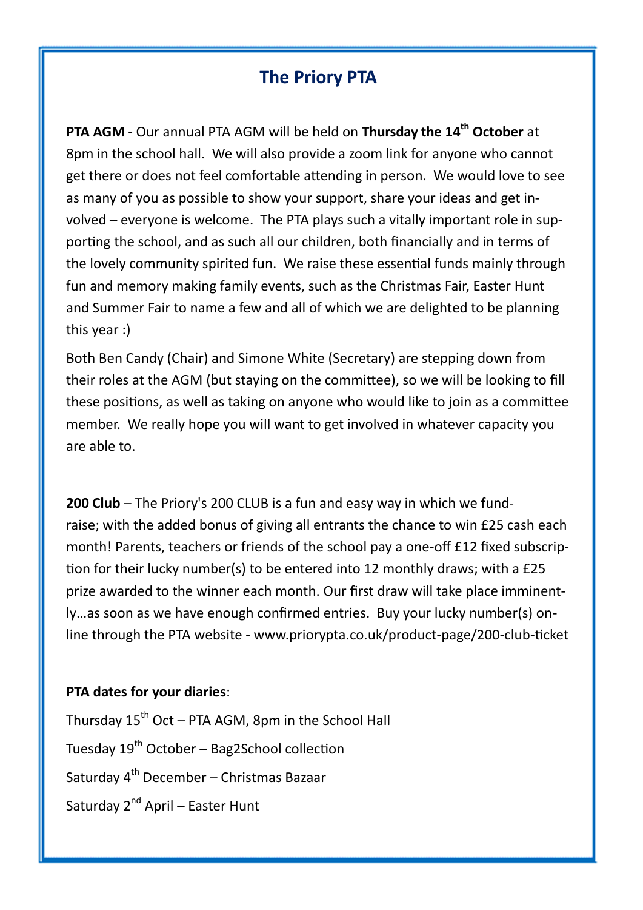# The Priory PTA

**PTA AGM** - Our annual PTA AGM will be held on **Thursday the 14th October** at 8pm in the school hall. We will also provide a zoom link for anyone who cannot get there or does not feel comfortable attending in person. We would love to see as many of you as possible to show your support, share your ideas and get involved – everyone is welcome. The PTA plays such a vitally important role in supporting the school, and as such all our children, both financially and in terms of the lovely community spirited fun. We raise these essential funds mainly through fun and memory making family events, such as the Christmas Fair, Easter Hunt and Summer Fair to name a few and all of which we are delighted to be planning this year :)

Both Ben Candy (Chair) and Simone White (Secretary) are stepping down from their roles at the AGM (but staying on the committee), so we will be looking to fill these positions, as well as taking on anyone who would like to join as a committee member. We really hope you will want to get involved in whatever capacity you are able to.

**200 Club** – The Priory's 200 CLUB is a fun and easy way in which we fundraise; with the added bonus of giving all entrants the chance to win £25 cash each month! Parents, teachers or friends of the school pay a one-off £12 fixed subscription for their lucky number(s) to be entered into 12 monthly draws; with a £25 prize awarded to the winner each month. Our first draw will take place imminently…as soon as we have enough confirmed entries. Buy your lucky number(s) online through the PTA website - www.priorypta.co.uk/product-page/200-club-ticket

**PTA dates for your diaries**:

Thursday 15th Oct – PTA AGM, 8pm in the School Hall

Tuesday 19th October – Bag2School collection

Saturday 4th December – Christmas Bazaar

Saturday 2nd April – Easter Hunt